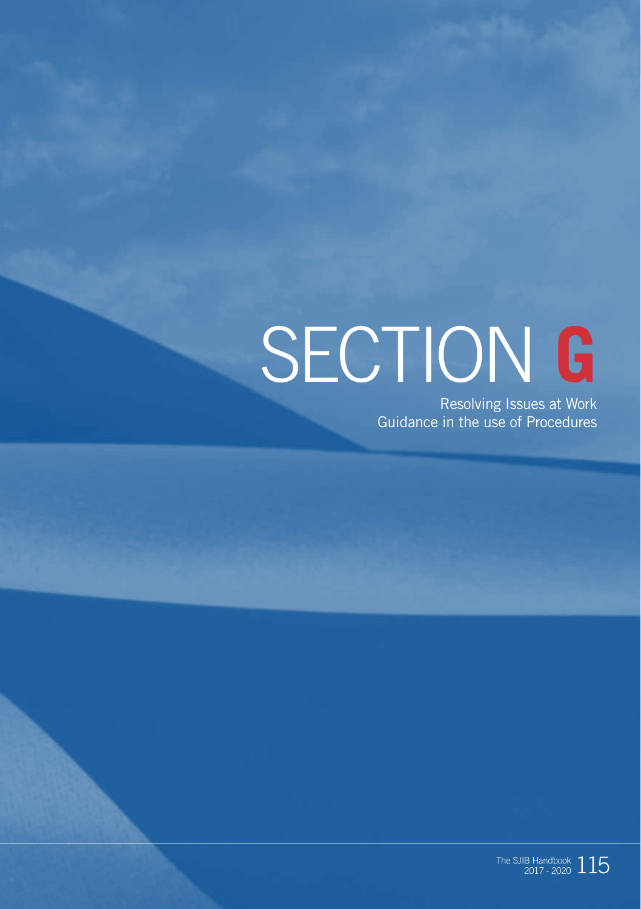# SECTION G

Resolving Issues at Work
Guidance in the use of Procedures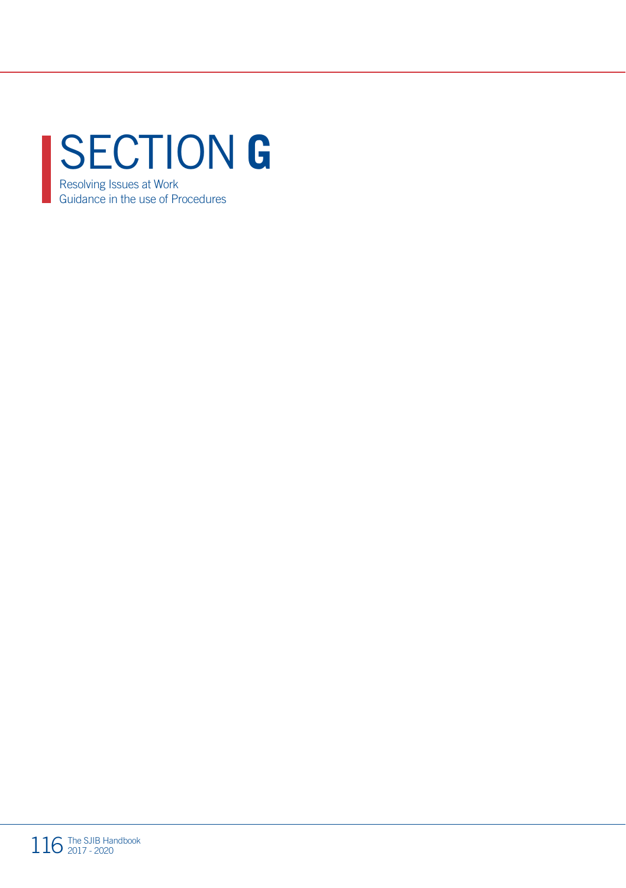# SECTION G

Resolving Issues at Work
Guidance in the use of Procedures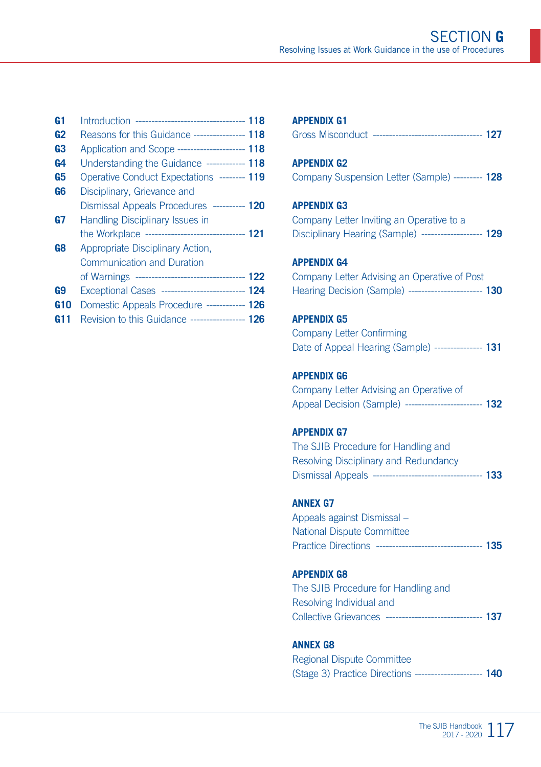# SECTION G

Resolving Issues at Work Guidance in the use of Procedures

| | | |
|---|---|---|
| **G1** | Introduction | **118** |
| **G2** | Reasons for this Guidance | **118** |
| **G3** | Application and Scope | **118** |
| **G4** | Understanding the Guidance | **118** |
| **G5** | Operative Conduct Expectations | **119** |
| **G6** | Disciplinary, Grievance and Dismissal Appeals Procedures | **120** |
| **G7** | Handling Disciplinary Issues in the Workplace | **121** |
| **G8** | Appropriate Disciplinary Action, Communication and Duration of Warnings | **122** |
| **G9** | Exceptional Cases | **124** |
| **G10** | Domestic Appeals Procedure | **126** |
| **G11** | Revision to this Guidance | **126** |

**APPENDIX G1**
Gross Misconduct ---------- **127**

**APPENDIX G2**
Company Suspension Letter (Sample) ---------- **128**

**APPENDIX G3**
Company Letter Inviting an Operative to a Disciplinary Hearing (Sample) ---------- **129**

**APPENDIX G4**
Company Letter Advising an Operative of Post Hearing Decision (Sample) ---------- **130**

**APPENDIX G5**
Company Letter Confirming Date of Appeal Hearing (Sample) ---------- **131**

**APPENDIX G6**
Company Letter Advising an Operative of Appeal Decision (Sample) ---------- **132**

**APPENDIX G7**
The SJIB Procedure for Handling and Resolving Disciplinary and Redundancy Dismissal Appeals ---------- **133**

**ANNEX G7**
Appeals against Dismissal – National Dispute Committee Practice Directions ---------- **135**

**APPENDIX G8**
The SJIB Procedure for Handling and Resolving Individual and Collective Grievances ---------- **137**

**ANNEX G8**
Regional Dispute Committee (Stage 3) Practice Directions ---------- **140**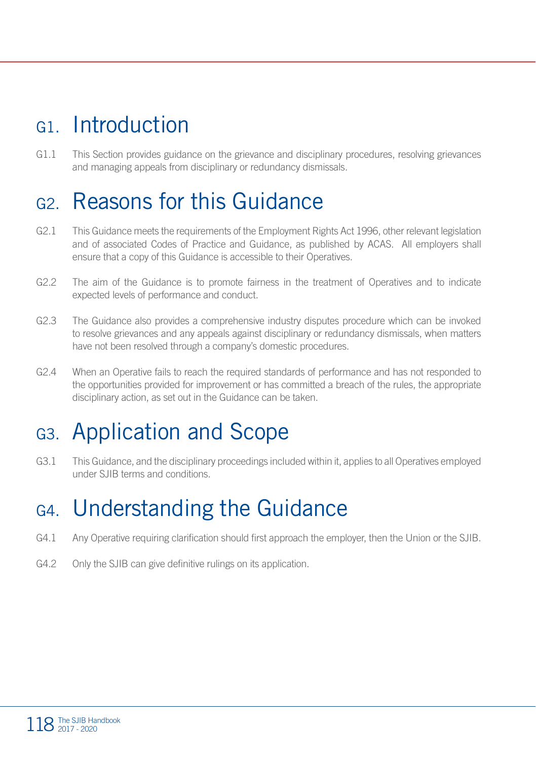# G1. Introduction

G1.1 This Section provides guidance on the grievance and disciplinary procedures, resolving grievances and managing appeals from disciplinary or redundancy dismissals.

# G2. Reasons for this Guidance

G2.1 This Guidance meets the requirements of the Employment Rights Act 1996, other relevant legislation and of associated Codes of Practice and Guidance, as published by ACAS. All employers shall ensure that a copy of this Guidance is accessible to their Operatives.

G2.2 The aim of the Guidance is to promote fairness in the treatment of Operatives and to indicate expected levels of performance and conduct.

G2.3 The Guidance also provides a comprehensive industry disputes procedure which can be invoked to resolve grievances and any appeals against disciplinary or redundancy dismissals, when matters have not been resolved through a company's domestic procedures.

G2.4 When an Operative fails to reach the required standards of performance and has not responded to the opportunities provided for improvement or has committed a breach of the rules, the appropriate disciplinary action, as set out in the Guidance can be taken.

# G3. Application and Scope

G3.1 This Guidance, and the disciplinary proceedings included within it, applies to all Operatives employed under SJIB terms and conditions.

# G4. Understanding the Guidance

G4.1 Any Operative requiring clarification should first approach the employer, then the Union or the SJIB.

G4.2 Only the SJIB can give definitive rulings on its application.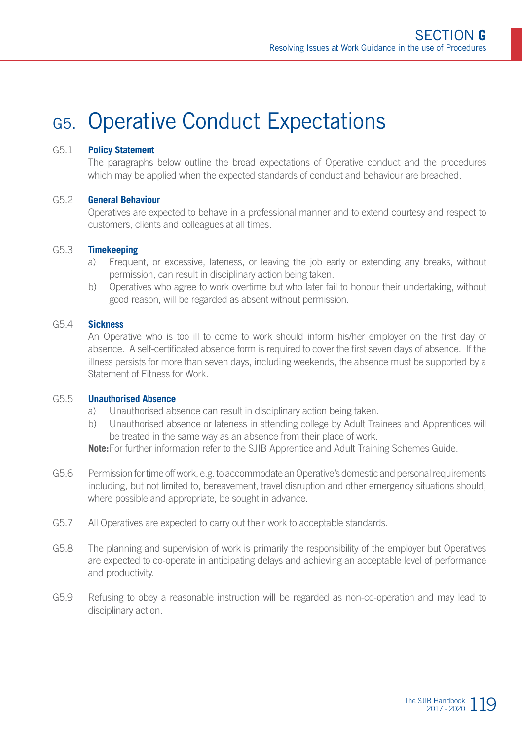# G5. Operative Conduct Expectations

G5.1 **Policy Statement**

The paragraphs below outline the broad expectations of Operative conduct and the procedures which may be applied when the expected standards of conduct and behaviour are breached.

G5.2 **General Behaviour**

Operatives are expected to behave in a professional manner and to extend courtesy and respect to customers, clients and colleagues at all times.

G5.3 **Timekeeping**

a) Frequent, or excessive, lateness, or leaving the job early or extending any breaks, without permission, can result in disciplinary action being taken.

b) Operatives who agree to work overtime but who later fail to honour their undertaking, without good reason, will be regarded as absent without permission.

G5.4 **Sickness**

An Operative who is too ill to come to work should inform his/her employer on the first day of absence. A self-certificated absence form is required to cover the first seven days of absence. If the illness persists for more than seven days, including weekends, the absence must be supported by a Statement of Fitness for Work.

G5.5 **Unauthorised Absence**

a) Unauthorised absence can result in disciplinary action being taken.

b) Unauthorised absence or lateness in attending college by Adult Trainees and Apprentices will be treated in the same way as an absence from their place of work.

**Note:** For further information refer to the SJIB Apprentice and Adult Training Schemes Guide.

G5.6 Permission for time off work, e.g. to accommodate an Operative's domestic and personal requirements including, but not limited to, bereavement, travel disruption and other emergency situations should, where possible and appropriate, be sought in advance.

G5.7 All Operatives are expected to carry out their work to acceptable standards.

G5.8 The planning and supervision of work is primarily the responsibility of the employer but Operatives are expected to co-operate in anticipating delays and achieving an acceptable level of performance and productivity.

G5.9 Refusing to obey a reasonable instruction will be regarded as non-co-operation and may lead to disciplinary action.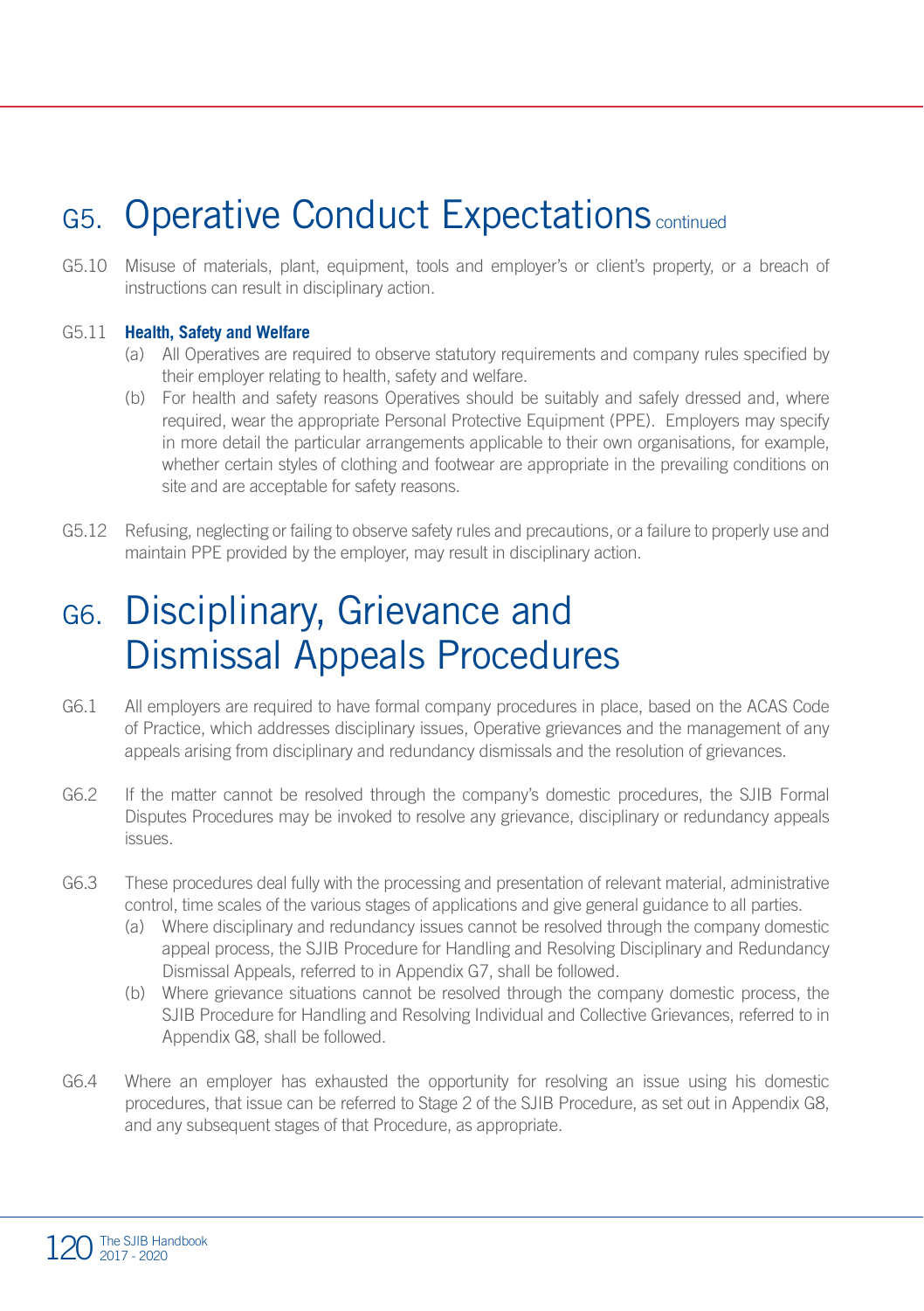# G5. Operative Conduct Expectations continued

G5.10 Misuse of materials, plant, equipment, tools and employer's or client's property, or a breach of instructions can result in disciplinary action.

G5.11 **Health, Safety and Welfare**

(a) All Operatives are required to observe statutory requirements and company rules specified by their employer relating to health, safety and welfare.

(b) For health and safety reasons Operatives should be suitably and safely dressed and, where required, wear the appropriate Personal Protective Equipment (PPE). Employers may specify in more detail the particular arrangements applicable to their own organisations, for example, whether certain styles of clothing and footwear are appropriate in the prevailing conditions on site and are acceptable for safety reasons.

G5.12 Refusing, neglecting or failing to observe safety rules and precautions, or a failure to properly use and maintain PPE provided by the employer, may result in disciplinary action.

# G6. Disciplinary, Grievance and Dismissal Appeals Procedures

G6.1 All employers are required to have formal company procedures in place, based on the ACAS Code of Practice, which addresses disciplinary issues, Operative grievances and the management of any appeals arising from disciplinary and redundancy dismissals and the resolution of grievances.

G6.2 If the matter cannot be resolved through the company's domestic procedures, the SJIB Formal Disputes Procedures may be invoked to resolve any grievance, disciplinary or redundancy appeals issues.

G6.3 These procedures deal fully with the processing and presentation of relevant material, administrative control, time scales of the various stages of applications and give general guidance to all parties.

(a) Where disciplinary and redundancy issues cannot be resolved through the company domestic appeal process, the SJIB Procedure for Handling and Resolving Disciplinary and Redundancy Dismissal Appeals, referred to in Appendix G7, shall be followed.

(b) Where grievance situations cannot be resolved through the company domestic process, the SJIB Procedure for Handling and Resolving Individual and Collective Grievances, referred to in Appendix G8, shall be followed.

G6.4 Where an employer has exhausted the opportunity for resolving an issue using his domestic procedures, that issue can be referred to Stage 2 of the SJIB Procedure, as set out in Appendix G8, and any subsequent stages of that Procedure, as appropriate.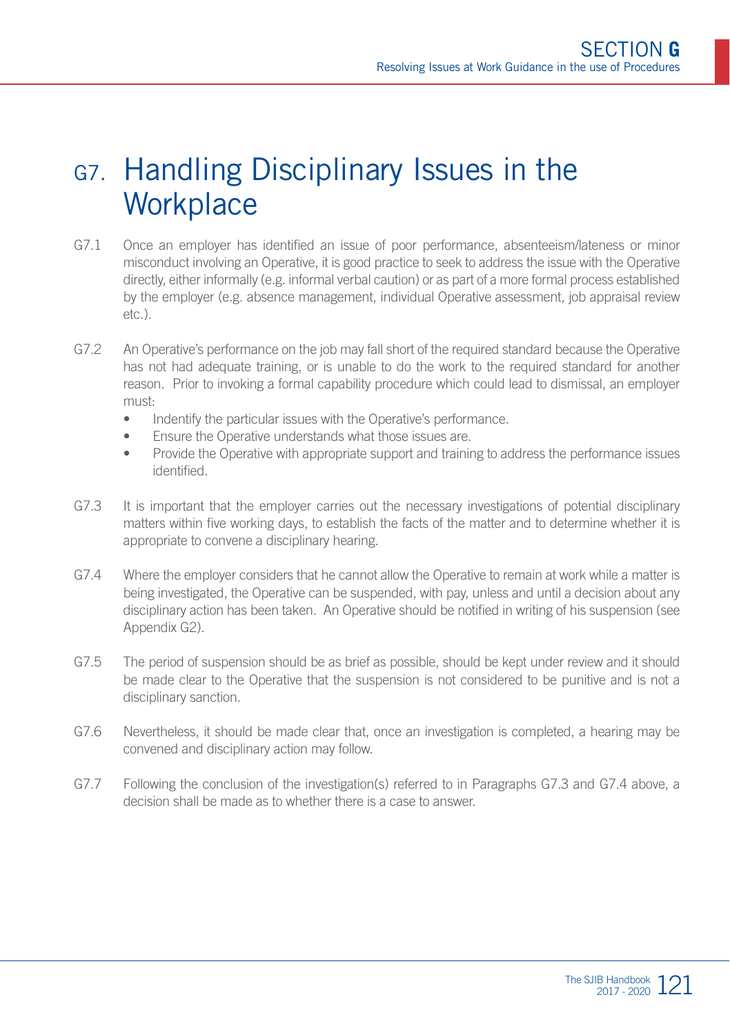# G7. Handling Disciplinary Issues in the Workplace

G7.1 Once an employer has identified an issue of poor performance, absenteeism/lateness or minor misconduct involving an Operative, it is good practice to seek to address the issue with the Operative directly, either informally (e.g. informal verbal caution) or as part of a more formal process established by the employer (e.g. absence management, individual Operative assessment, job appraisal review etc.).

G7.2 An Operative's performance on the job may fall short of the required standard because the Operative has not had adequate training, or is unable to do the work to the required standard for another reason. Prior to invoking a formal capability procedure which could lead to dismissal, an employer must:

- Indentify the particular issues with the Operative's performance.
- Ensure the Operative understands what those issues are.
- Provide the Operative with appropriate support and training to address the performance issues identified.

G7.3 It is important that the employer carries out the necessary investigations of potential disciplinary matters within five working days, to establish the facts of the matter and to determine whether it is appropriate to convene a disciplinary hearing.

G7.4 Where the employer considers that he cannot allow the Operative to remain at work while a matter is being investigated, the Operative can be suspended, with pay, unless and until a decision about any disciplinary action has been taken. An Operative should be notified in writing of his suspension (see Appendix G2).

G7.5 The period of suspension should be as brief as possible, should be kept under review and it should be made clear to the Operative that the suspension is not considered to be punitive and is not a disciplinary sanction.

G7.6 Nevertheless, it should be made clear that, once an investigation is completed, a hearing may be convened and disciplinary action may follow.

G7.7 Following the conclusion of the investigation(s) referred to in Paragraphs G7.3 and G7.4 above, a decision shall be made as to whether there is a case to answer.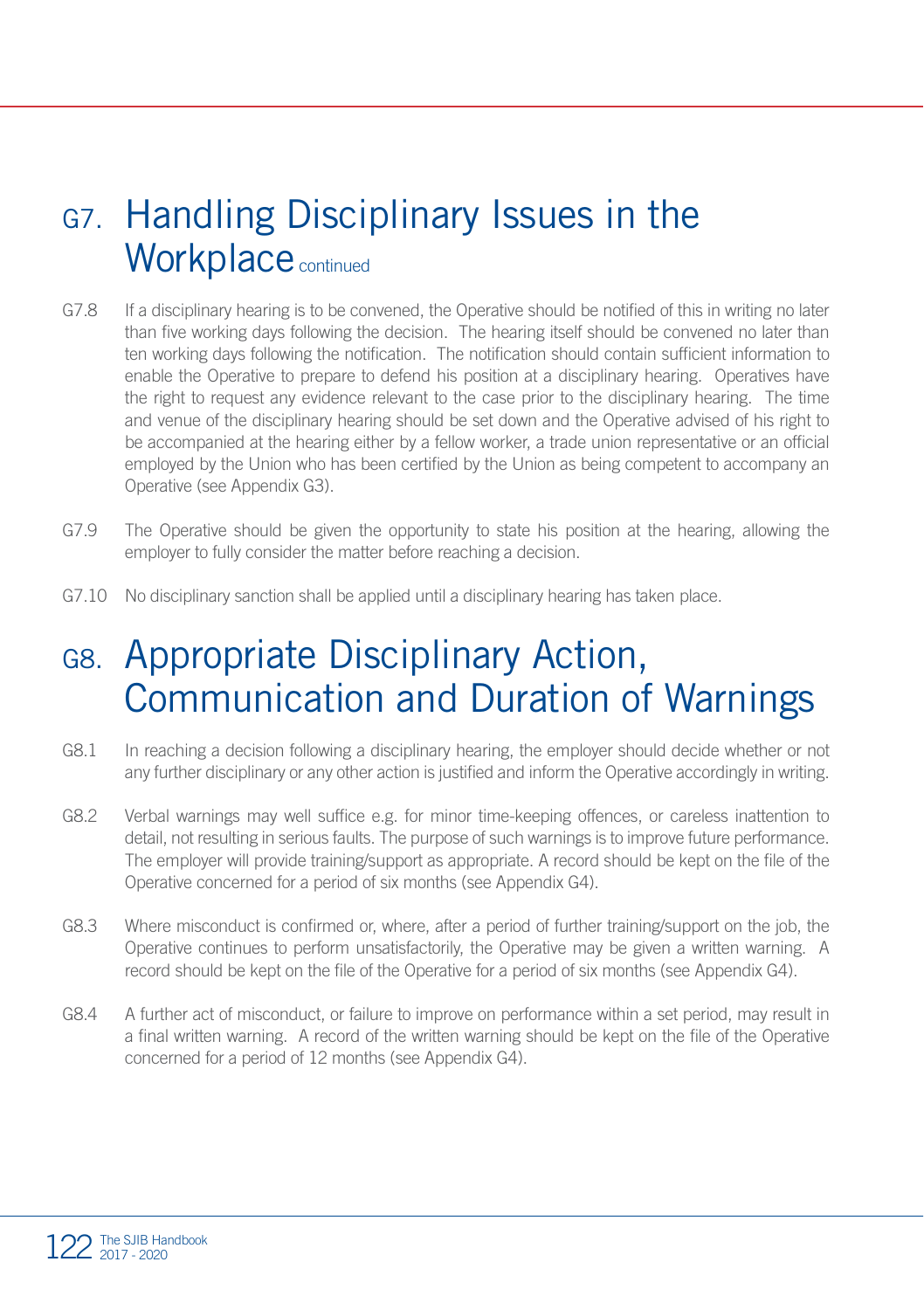# G7. Handling Disciplinary Issues in the Workplace continued

G7.8 If a disciplinary hearing is to be convened, the Operative should be notified of this in writing no later than five working days following the decision. The hearing itself should be convened no later than ten working days following the notification. The notification should contain sufficient information to enable the Operative to prepare to defend his position at a disciplinary hearing. Operatives have the right to request any evidence relevant to the case prior to the disciplinary hearing. The time and venue of the disciplinary hearing should be set down and the Operative advised of his right to be accompanied at the hearing either by a fellow worker, a trade union representative or an official employed by the Union who has been certified by the Union as being competent to accompany an Operative (see Appendix G3).

G7.9 The Operative should be given the opportunity to state his position at the hearing, allowing the employer to fully consider the matter before reaching a decision.

G7.10 No disciplinary sanction shall be applied until a disciplinary hearing has taken place.

# G8. Appropriate Disciplinary Action, Communication and Duration of Warnings

G8.1 In reaching a decision following a disciplinary hearing, the employer should decide whether or not any further disciplinary or any other action is justified and inform the Operative accordingly in writing.

G8.2 Verbal warnings may well suffice e.g. for minor time-keeping offences, or careless inattention to detail, not resulting in serious faults. The purpose of such warnings is to improve future performance. The employer will provide training/support as appropriate. A record should be kept on the file of the Operative concerned for a period of six months (see Appendix G4).

G8.3 Where misconduct is confirmed or, where, after a period of further training/support on the job, the Operative continues to perform unsatisfactorily, the Operative may be given a written warning. A record should be kept on the file of the Operative for a period of six months (see Appendix G4).

G8.4 A further act of misconduct, or failure to improve on performance within a set period, may result in a final written warning. A record of the written warning should be kept on the file of the Operative concerned for a period of 12 months (see Appendix G4).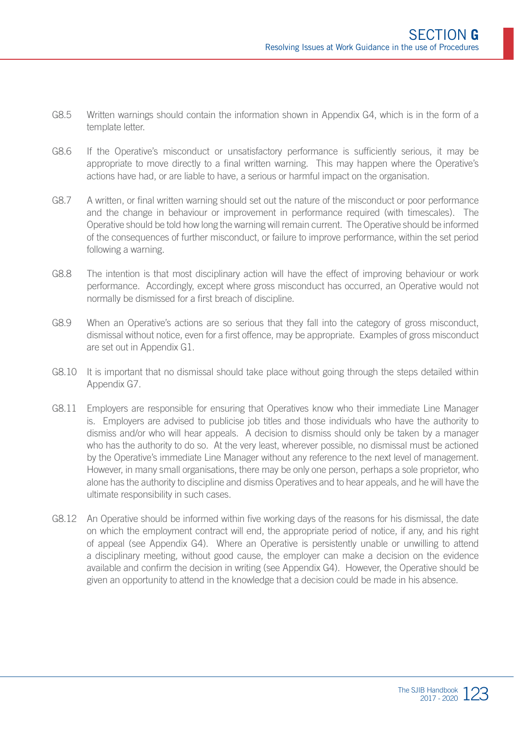G8.5 Written warnings should contain the information shown in Appendix G4, which is in the form of a template letter.

G8.6 If the Operative's misconduct or unsatisfactory performance is sufficiently serious, it may be appropriate to move directly to a final written warning. This may happen where the Operative's actions have had, or are liable to have, a serious or harmful impact on the organisation.

G8.7 A written, or final written warning should set out the nature of the misconduct or poor performance and the change in behaviour or improvement in performance required (with timescales). The Operative should be told how long the warning will remain current. The Operative should be informed of the consequences of further misconduct, or failure to improve performance, within the set period following a warning.

G8.8 The intention is that most disciplinary action will have the effect of improving behaviour or work performance. Accordingly, except where gross misconduct has occurred, an Operative would not normally be dismissed for a first breach of discipline.

G8.9 When an Operative's actions are so serious that they fall into the category of gross misconduct, dismissal without notice, even for a first offence, may be appropriate. Examples of gross misconduct are set out in Appendix G1.

G8.10 It is important that no dismissal should take place without going through the steps detailed within Appendix G7.

G8.11 Employers are responsible for ensuring that Operatives know who their immediate Line Manager is. Employers are advised to publicise job titles and those individuals who have the authority to dismiss and/or who will hear appeals. A decision to dismiss should only be taken by a manager who has the authority to do so. At the very least, wherever possible, no dismissal must be actioned by the Operative's immediate Line Manager without any reference to the next level of management. However, in many small organisations, there may be only one person, perhaps a sole proprietor, who alone has the authority to discipline and dismiss Operatives and to hear appeals, and he will have the ultimate responsibility in such cases.

G8.12 An Operative should be informed within five working days of the reasons for his dismissal, the date on which the employment contract will end, the appropriate period of notice, if any, and his right of appeal (see Appendix G4). Where an Operative is persistently unable or unwilling to attend a disciplinary meeting, without good cause, the employer can make a decision on the evidence available and confirm the decision in writing (see Appendix G4). However, the Operative should be given an opportunity to attend in the knowledge that a decision could be made in his absence.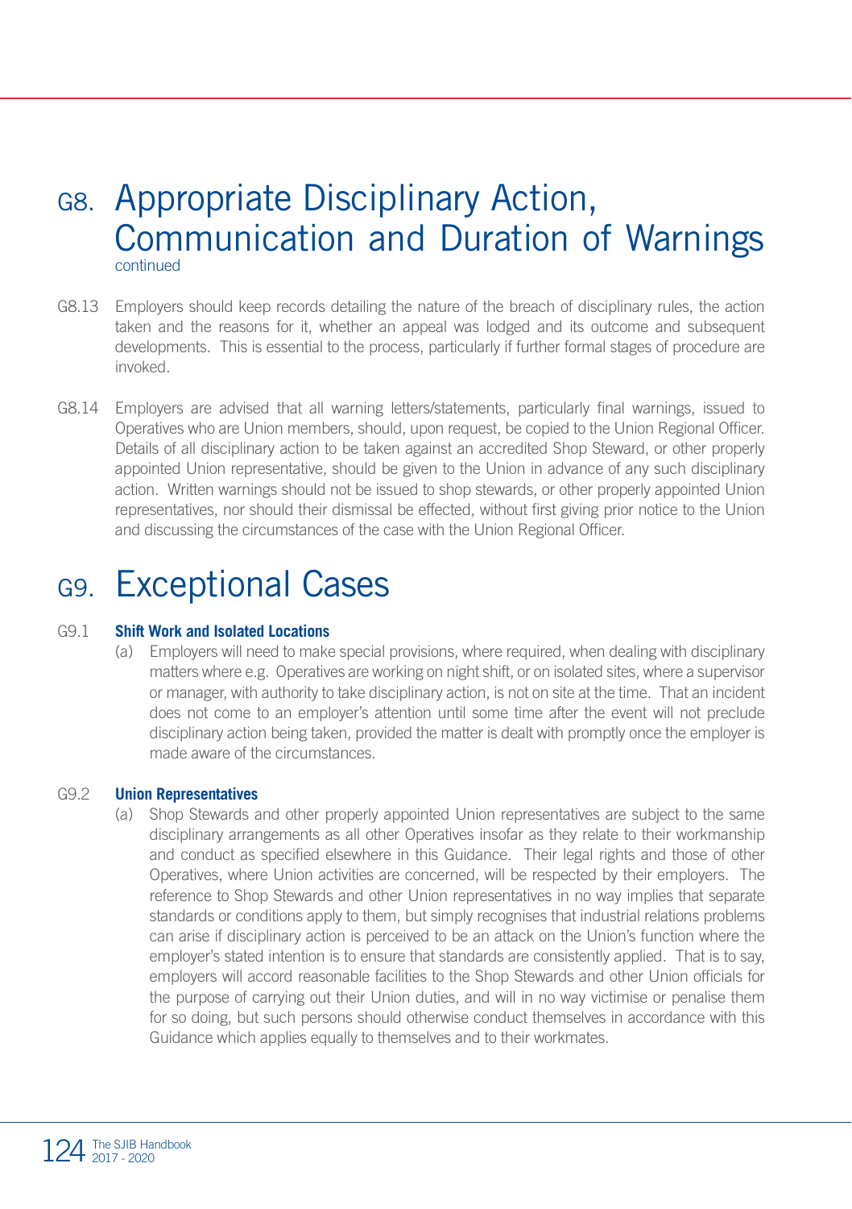# G8. Appropriate Disciplinary Action, Communication and Duration of Warnings

continued

G8.13 Employers should keep records detailing the nature of the breach of disciplinary rules, the action taken and the reasons for it, whether an appeal was lodged and its outcome and subsequent developments. This is essential to the process, particularly if further formal stages of procedure are invoked.

G8.14 Employers are advised that all warning letters/statements, particularly final warnings, issued to Operatives who are Union members, should, upon request, be copied to the Union Regional Officer. Details of all disciplinary action to be taken against an accredited Shop Steward, or other properly appointed Union representative, should be given to the Union in advance of any such disciplinary action. Written warnings should not be issued to shop stewards, or other properly appointed Union representatives, nor should their dismissal be effected, without first giving prior notice to the Union and discussing the circumstances of the case with the Union Regional Officer.

# G9. Exceptional Cases

G9.1 **Shift Work and Isolated Locations**

(a) Employers will need to make special provisions, where required, when dealing with disciplinary matters where e.g. Operatives are working on night shift, or on isolated sites, where a supervisor or manager, with authority to take disciplinary action, is not on site at the time. That an incident does not come to an employer's attention until some time after the event will not preclude disciplinary action being taken, provided the matter is dealt with promptly once the employer is made aware of the circumstances.

G9.2 **Union Representatives**

(a) Shop Stewards and other properly appointed Union representatives are subject to the same disciplinary arrangements as all other Operatives insofar as they relate to their workmanship and conduct as specified elsewhere in this Guidance. Their legal rights and those of other Operatives, where Union activities are concerned, will be respected by their employers. The reference to Shop Stewards and other Union representatives in no way implies that separate standards or conditions apply to them, but simply recognises that industrial relations problems can arise if disciplinary action is perceived to be an attack on the Union's function where the employer's stated intention is to ensure that standards are consistently applied. That is to say, employers will accord reasonable facilities to the Shop Stewards and other Union officials for the purpose of carrying out their Union duties, and will in no way victimise or penalise them for so doing, but such persons should otherwise conduct themselves in accordance with this Guidance which applies equally to themselves and to their workmates.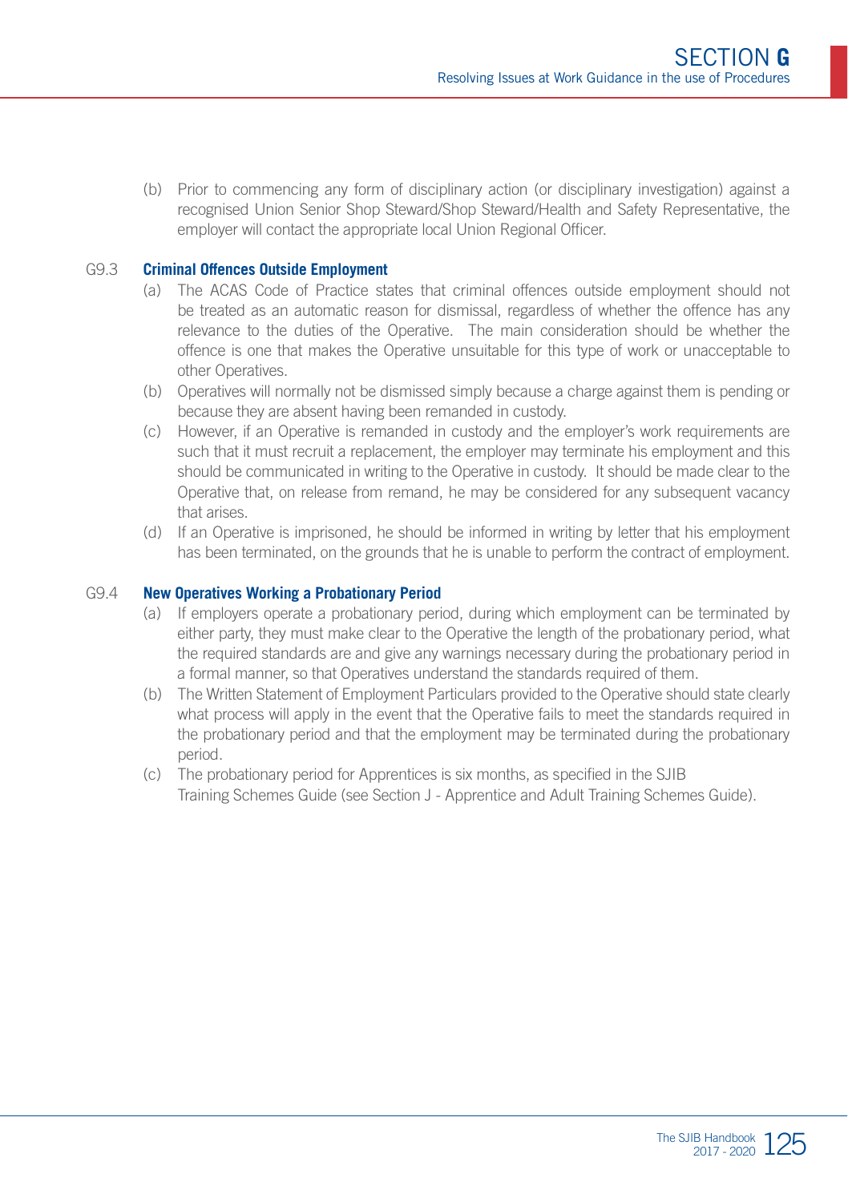(b) Prior to commencing any form of disciplinary action (or disciplinary investigation) against a recognised Union Senior Shop Steward/Shop Steward/Health and Safety Representative, the employer will contact the appropriate local Union Regional Officer.

### G9.3 Criminal Offences Outside Employment

(a) The ACAS Code of Practice states that criminal offences outside employment should not be treated as an automatic reason for dismissal, regardless of whether the offence has any relevance to the duties of the Operative. The main consideration should be whether the offence is one that makes the Operative unsuitable for this type of work or unacceptable to other Operatives.

(b) Operatives will normally not be dismissed simply because a charge against them is pending or because they are absent having been remanded in custody.

(c) However, if an Operative is remanded in custody and the employer's work requirements are such that it must recruit a replacement, the employer may terminate his employment and this should be communicated in writing to the Operative in custody. It should be made clear to the Operative that, on release from remand, he may be considered for any subsequent vacancy that arises.

(d) If an Operative is imprisoned, he should be informed in writing by letter that his employment has been terminated, on the grounds that he is unable to perform the contract of employment.

### G9.4 New Operatives Working a Probationary Period

(a) If employers operate a probationary period, during which employment can be terminated by either party, they must make clear to the Operative the length of the probationary period, what the required standards are and give any warnings necessary during the probationary period in a formal manner, so that Operatives understand the standards required of them.

(b) The Written Statement of Employment Particulars provided to the Operative should state clearly what process will apply in the event that the Operative fails to meet the standards required in the probationary period and that the employment may be terminated during the probationary period.

(c) The probationary period for Apprentices is six months, as specified in the SJIB Training Schemes Guide (see Section J - Apprentice and Adult Training Schemes Guide).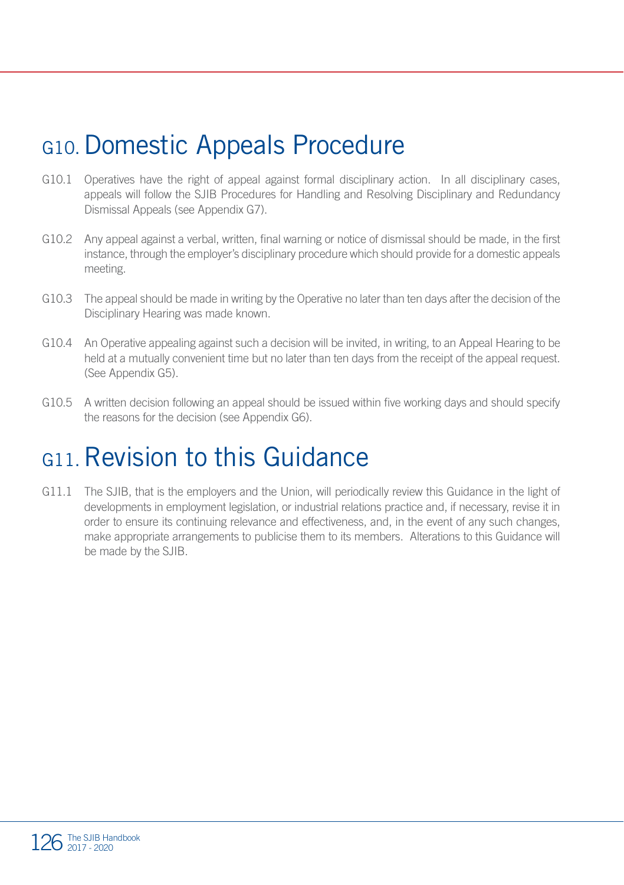# G10. Domestic Appeals Procedure

G10.1 Operatives have the right of appeal against formal disciplinary action. In all disciplinary cases, appeals will follow the SJIB Procedures for Handling and Resolving Disciplinary and Redundancy Dismissal Appeals (see Appendix G7).

G10.2 Any appeal against a verbal, written, final warning or notice of dismissal should be made, in the first instance, through the employer's disciplinary procedure which should provide for a domestic appeals meeting.

G10.3 The appeal should be made in writing by the Operative no later than ten days after the decision of the Disciplinary Hearing was made known.

G10.4 An Operative appealing against such a decision will be invited, in writing, to an Appeal Hearing to be held at a mutually convenient time but no later than ten days from the receipt of the appeal request. (See Appendix G5).

G10.5 A written decision following an appeal should be issued within five working days and should specify the reasons for the decision (see Appendix G6).

# G11. Revision to this Guidance

G11.1 The SJIB, that is the employers and the Union, will periodically review this Guidance in the light of developments in employment legislation, or industrial relations practice and, if necessary, revise it in order to ensure its continuing relevance and effectiveness, and, in the event of any such changes, make appropriate arrangements to publicise them to its members. Alterations to this Guidance will be made by the SJIB.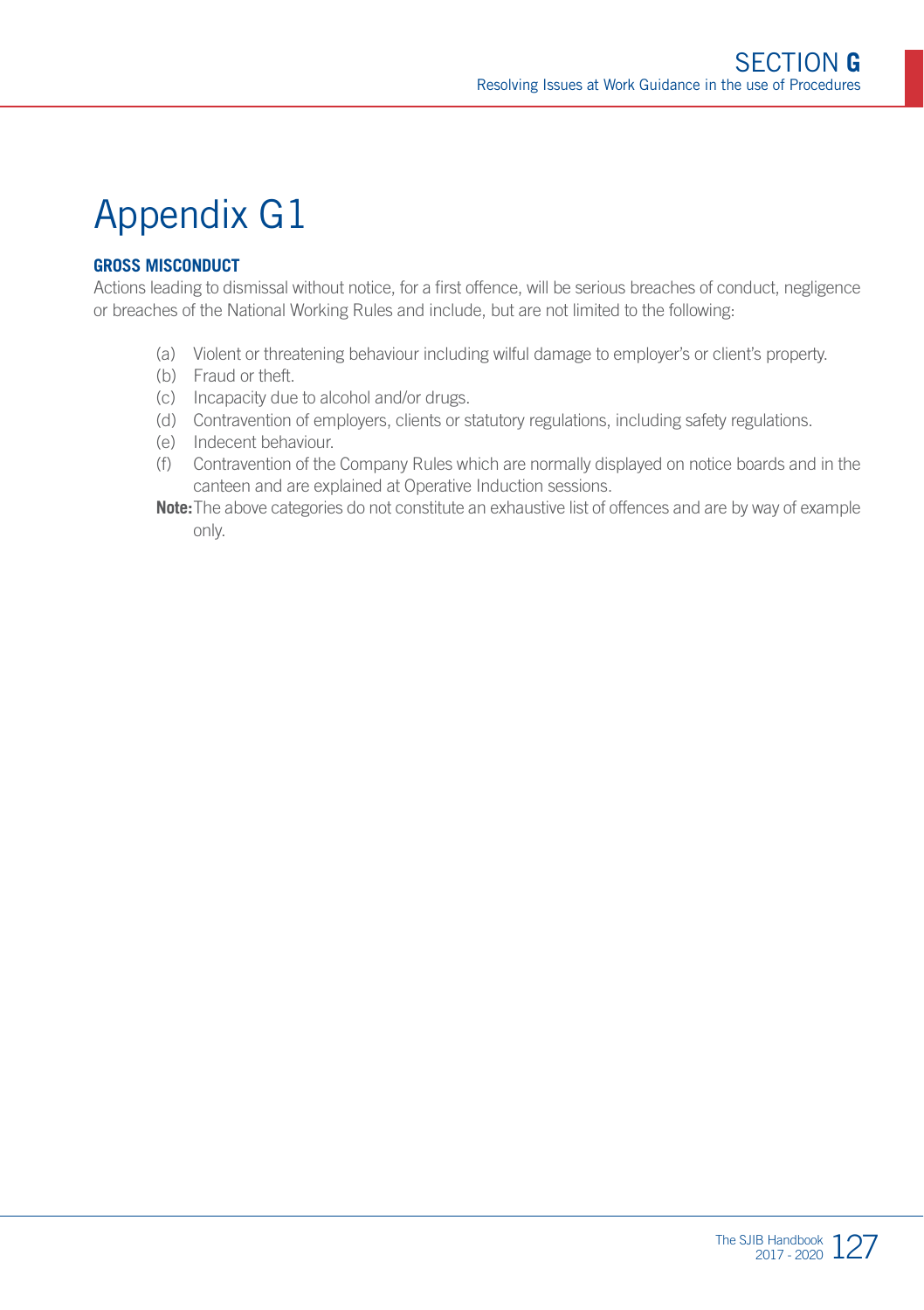# Appendix G1

### GROSS MISCONDUCT

Actions leading to dismissal without notice, for a first offence, will be serious breaches of conduct, negligence or breaches of the National Working Rules and include, but are not limited to the following:

(a) Violent or threatening behaviour including wilful damage to employer's or client's property.
(b) Fraud or theft.
(c) Incapacity due to alcohol and/or drugs.
(d) Contravention of employers, clients or statutory regulations, including safety regulations.
(e) Indecent behaviour.
(f) Contravention of the Company Rules which are normally displayed on notice boards and in the canteen and are explained at Operative Induction sessions.

**Note:** The above categories do not constitute an exhaustive list of offences and are by way of example only.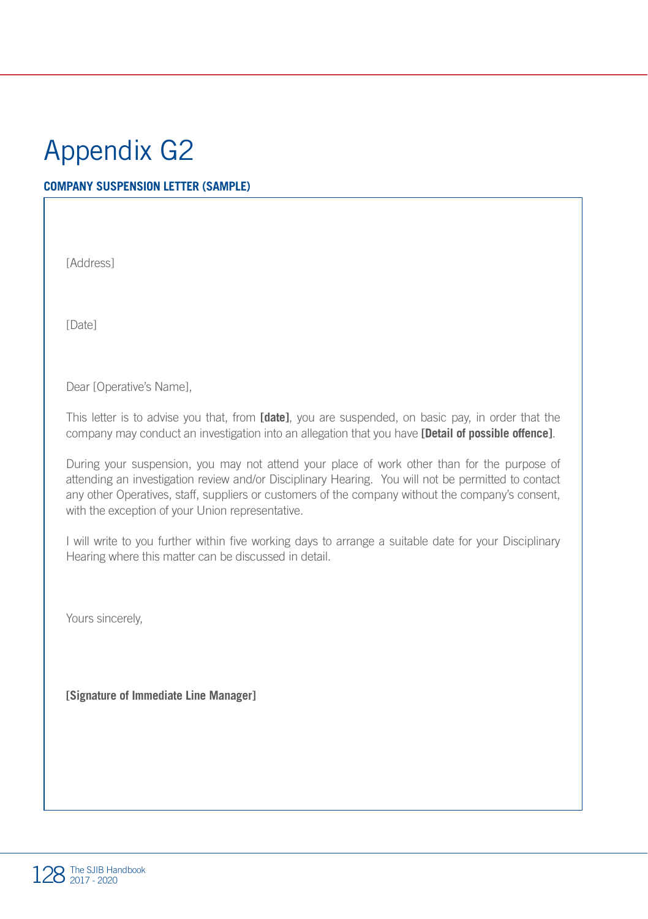# Appendix G2

**COMPANY SUSPENSION LETTER (SAMPLE)**

[Address]

[Date]

Dear [Operative's Name],

This letter is to advise you that, from **[date]**, you are suspended, on basic pay, in order that the company may conduct an investigation into an allegation that you have **[Detail of possible offence]**.

During your suspension, you may not attend your place of work other than for the purpose of attending an investigation review and/or Disciplinary Hearing. You will not be permitted to contact any other Operatives, staff, suppliers or customers of the company without the company's consent, with the exception of your Union representative.

I will write to you further within five working days to arrange a suitable date for your Disciplinary Hearing where this matter can be discussed in detail.

Yours sincerely,

**[Signature of Immediate Line Manager]**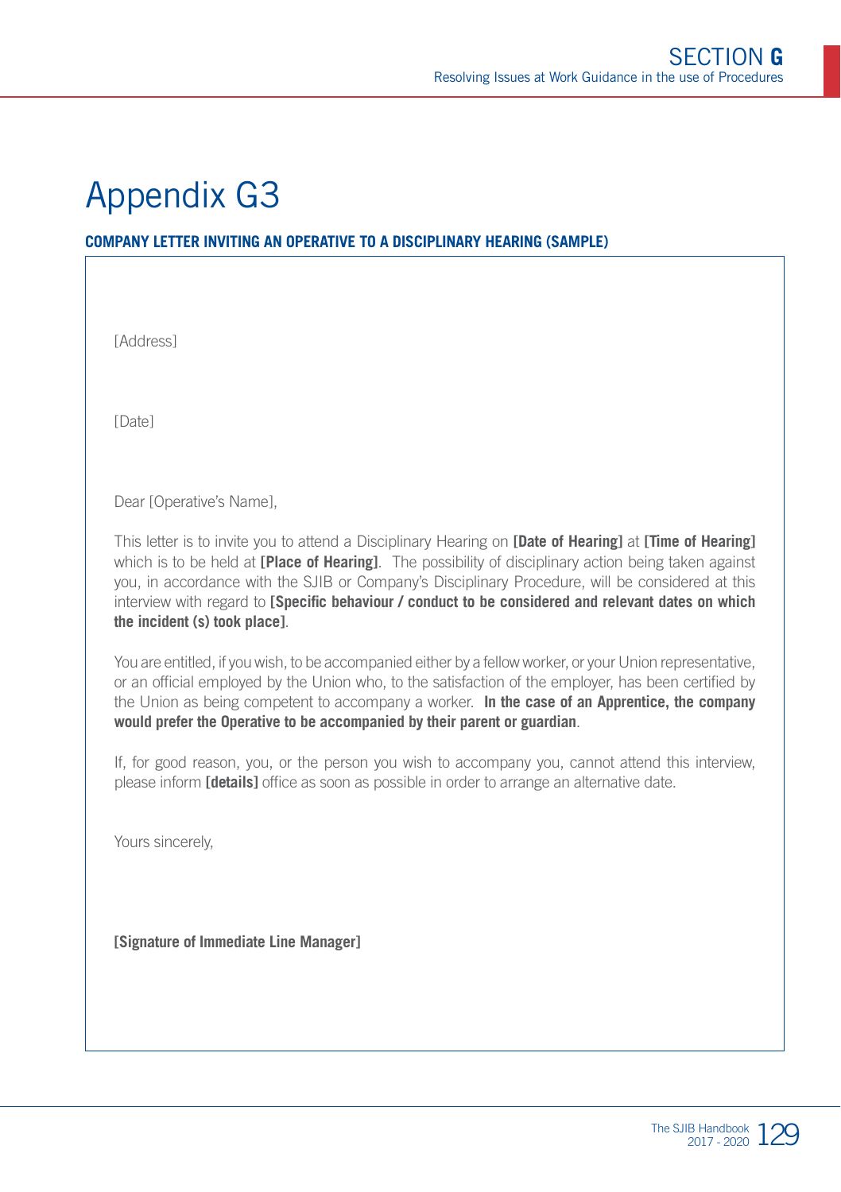# Appendix G3

**COMPANY LETTER INVITING AN OPERATIVE TO A DISCIPLINARY HEARING (SAMPLE)**

[Address]

[Date]

Dear [Operative's Name],

This letter is to invite you to attend a Disciplinary Hearing on **[Date of Hearing]** at **[Time of Hearing]** which is to be held at **[Place of Hearing]**. The possibility of disciplinary action being taken against you, in accordance with the SJIB or Company's Disciplinary Procedure, will be considered at this interview with regard to **[Specific behaviour / conduct to be considered and relevant dates on which the incident (s) took place]**.

You are entitled, if you wish, to be accompanied either by a fellow worker, or your Union representative, or an official employed by the Union who, to the satisfaction of the employer, has been certified by the Union as being competent to accompany a worker. **In the case of an Apprentice, the company would prefer the Operative to be accompanied by their parent or guardian**.

If, for good reason, you, or the person you wish to accompany you, cannot attend this interview, please inform **[details]** office as soon as possible in order to arrange an alternative date.

Yours sincerely,

**[Signature of Immediate Line Manager]**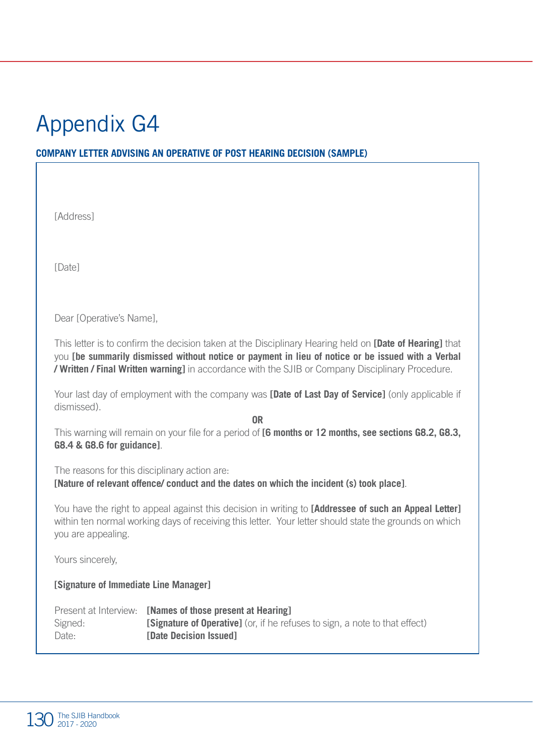# Appendix G4

## COMPANY LETTER ADVISING AN OPERATIVE OF POST HEARING DECISION (SAMPLE)

[Address]

[Date]

Dear [Operative's Name],

This letter is to confirm the decision taken at the Disciplinary Hearing held on **[Date of Hearing]** that you **[be summarily dismissed without notice or payment in lieu of notice or be issued with a Verbal / Written / Final Written warning]** in accordance with the SJIB or Company Disciplinary Procedure.

Your last day of employment with the company was **[Date of Last Day of Service]** (only applicable if dismissed).

**OR**

This warning will remain on your file for a period of **[6 months or 12 months, see sections G8.2, G8.3, G8.4 & G8.6 for guidance]**.

The reasons for this disciplinary action are:
**[Nature of relevant offence/ conduct and the dates on which the incident (s) took place]**.

You have the right to appeal against this decision in writing to **[Addressee of such an Appeal Letter]** within ten normal working days of receiving this letter. Your letter should state the grounds on which you are appealing.

Yours sincerely,

**[Signature of Immediate Line Manager]**

Present at Interview: **[Names of those present at Hearing]**
Signed: **[Signature of Operative]** (or, if he refuses to sign, a note to that effect)
Date: **[Date Decision Issued]**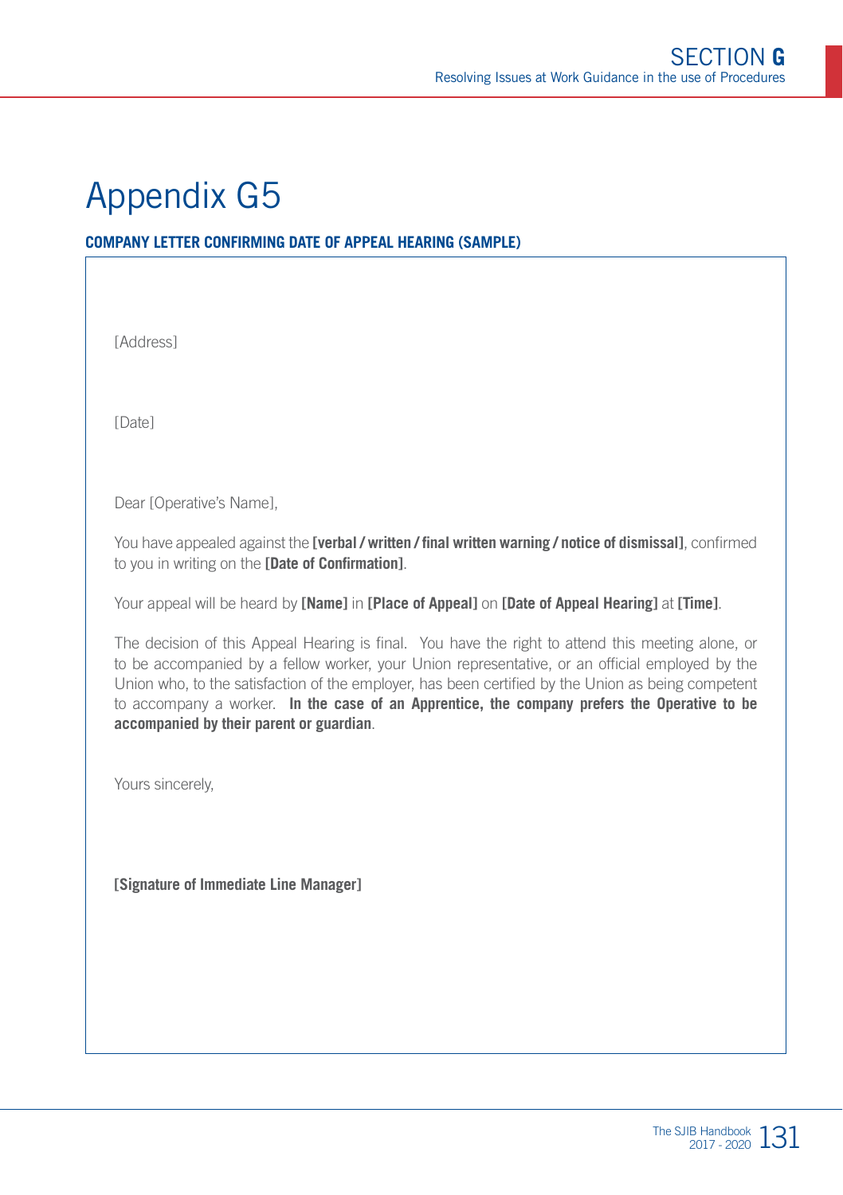# Appendix G5

## COMPANY LETTER CONFIRMING DATE OF APPEAL HEARING (SAMPLE)

[Address]

[Date]

Dear [Operative's Name],

You have appealed against the **[verbal / written / final written warning / notice of dismissal]**, confirmed to you in writing on the **[Date of Confirmation]**.

Your appeal will be heard by **[Name]** in **[Place of Appeal]** on **[Date of Appeal Hearing]** at **[Time]**.

The decision of this Appeal Hearing is final. You have the right to attend this meeting alone, or to be accompanied by a fellow worker, your Union representative, or an official employed by the Union who, to the satisfaction of the employer, has been certified by the Union as being competent to accompany a worker. **In the case of an Apprentice, the company prefers the Operative to be accompanied by their parent or guardian**.

Yours sincerely,

**[Signature of Immediate Line Manager]**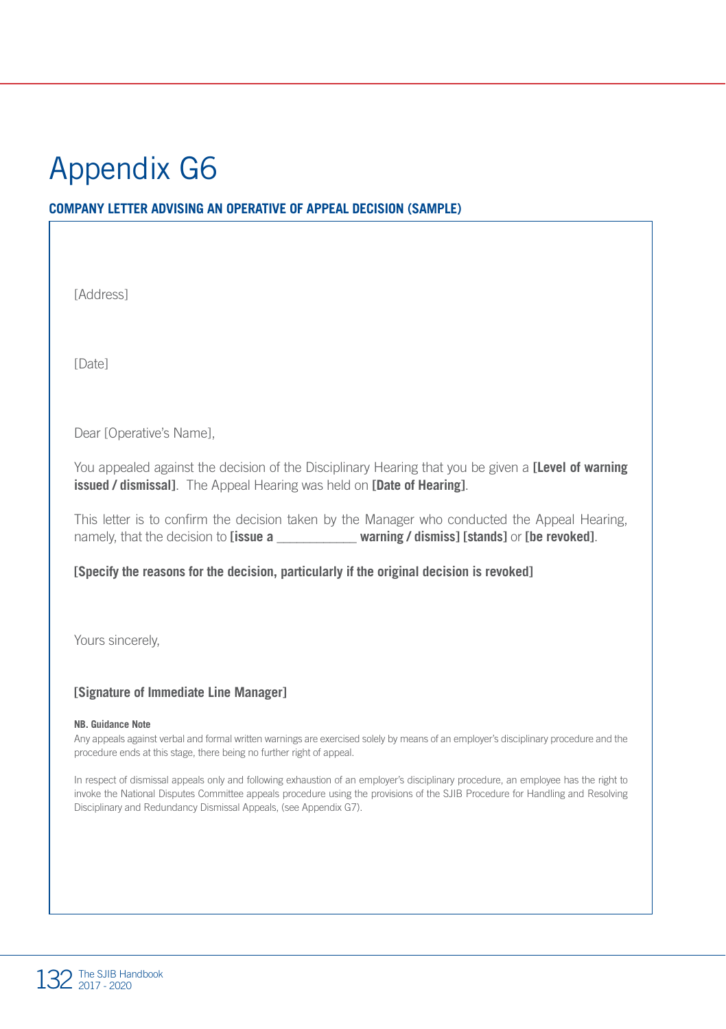# Appendix G6

**COMPANY LETTER ADVISING AN OPERATIVE OF APPEAL DECISION (SAMPLE)**

[Address]

[Date]

Dear [Operative's Name],

You appealed against the decision of the Disciplinary Hearing that you be given a **[Level of warning issued / dismissal]**. The Appeal Hearing was held on **[Date of Hearing]**.

This letter is to confirm the decision taken by the Manager who conducted the Appeal Hearing, namely, that the decision to **[issue a ___________ warning / dismiss] [stands]** or **[be revoked]**.

**[Specify the reasons for the decision, particularly if the original decision is revoked]**

Yours sincerely,

**[Signature of Immediate Line Manager]**

**NB. Guidance Note**

Any appeals against verbal and formal written warnings are exercised solely by means of an employer's disciplinary procedure and the procedure ends at this stage, there being no further right of appeal.

In respect of dismissal appeals only and following exhaustion of an employer's disciplinary procedure, an employee has the right to invoke the National Disputes Committee appeals procedure using the provisions of the SJIB Procedure for Handling and Resolving Disciplinary and Redundancy Dismissal Appeals, (see Appendix G7).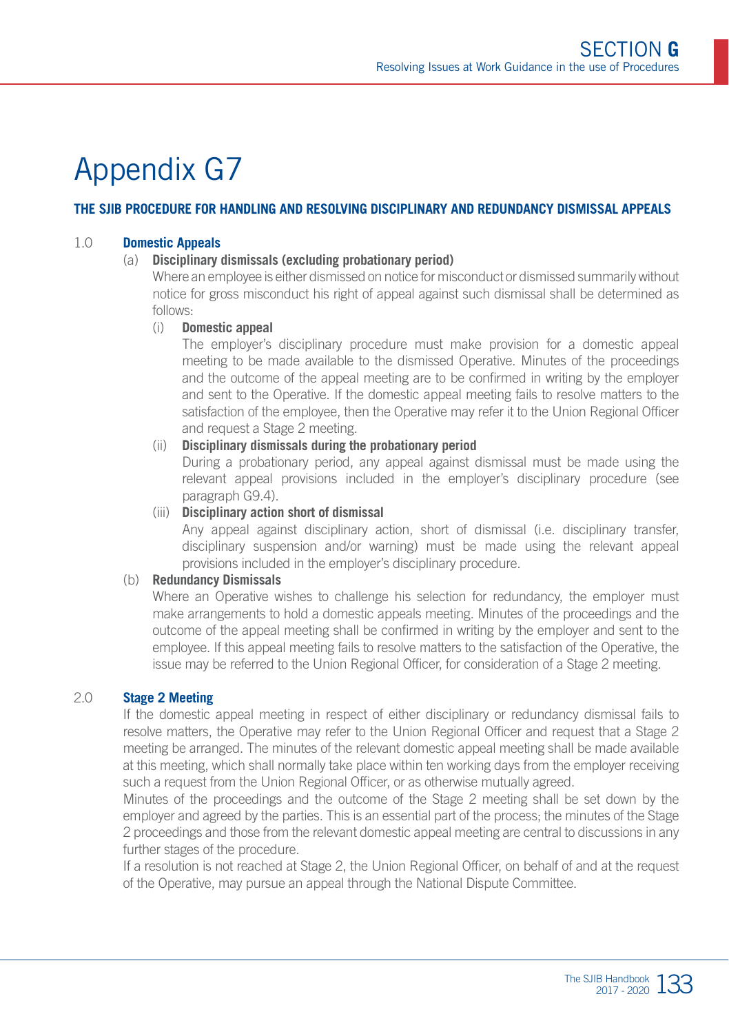# Appendix G7

## THE SJIB PROCEDURE FOR HANDLING AND RESOLVING DISCIPLINARY AND REDUNDANCY DISMISSAL APPEALS

### 1.0 Domestic Appeals

**(a) Disciplinary dismissals (excluding probationary period)**

Where an employee is either dismissed on notice for misconduct or dismissed summarily without notice for gross misconduct his right of appeal against such dismissal shall be determined as follows:

**(i) Domestic appeal**

The employer's disciplinary procedure must make provision for a domestic appeal meeting to be made available to the dismissed Operative. Minutes of the proceedings and the outcome of the appeal meeting are to be confirmed in writing by the employer and sent to the Operative. If the domestic appeal meeting fails to resolve matters to the satisfaction of the employee, then the Operative may refer it to the Union Regional Officer and request a Stage 2 meeting.

**(ii) Disciplinary dismissals during the probationary period**

During a probationary period, any appeal against dismissal must be made using the relevant appeal provisions included in the employer's disciplinary procedure (see paragraph G9.4).

**(iii) Disciplinary action short of dismissal**

Any appeal against disciplinary action, short of dismissal (i.e. disciplinary transfer, disciplinary suspension and/or warning) must be made using the relevant appeal provisions included in the employer's disciplinary procedure.

**(b) Redundancy Dismissals**

Where an Operative wishes to challenge his selection for redundancy, the employer must make arrangements to hold a domestic appeals meeting. Minutes of the proceedings and the outcome of the appeal meeting shall be confirmed in writing by the employer and sent to the employee. If this appeal meeting fails to resolve matters to the satisfaction of the Operative, the issue may be referred to the Union Regional Officer, for consideration of a Stage 2 meeting.

### 2.0 Stage 2 Meeting

If the domestic appeal meeting in respect of either disciplinary or redundancy dismissal fails to resolve matters, the Operative may refer to the Union Regional Officer and request that a Stage 2 meeting be arranged. The minutes of the relevant domestic appeal meeting shall be made available at this meeting, which shall normally take place within ten working days from the employer receiving such a request from the Union Regional Officer, or as otherwise mutually agreed.

Minutes of the proceedings and the outcome of the Stage 2 meeting shall be set down by the employer and agreed by the parties. This is an essential part of the process; the minutes of the Stage 2 proceedings and those from the relevant domestic appeal meeting are central to discussions in any further stages of the procedure.

If a resolution is not reached at Stage 2, the Union Regional Officer, on behalf of and at the request of the Operative, may pursue an appeal through the National Dispute Committee.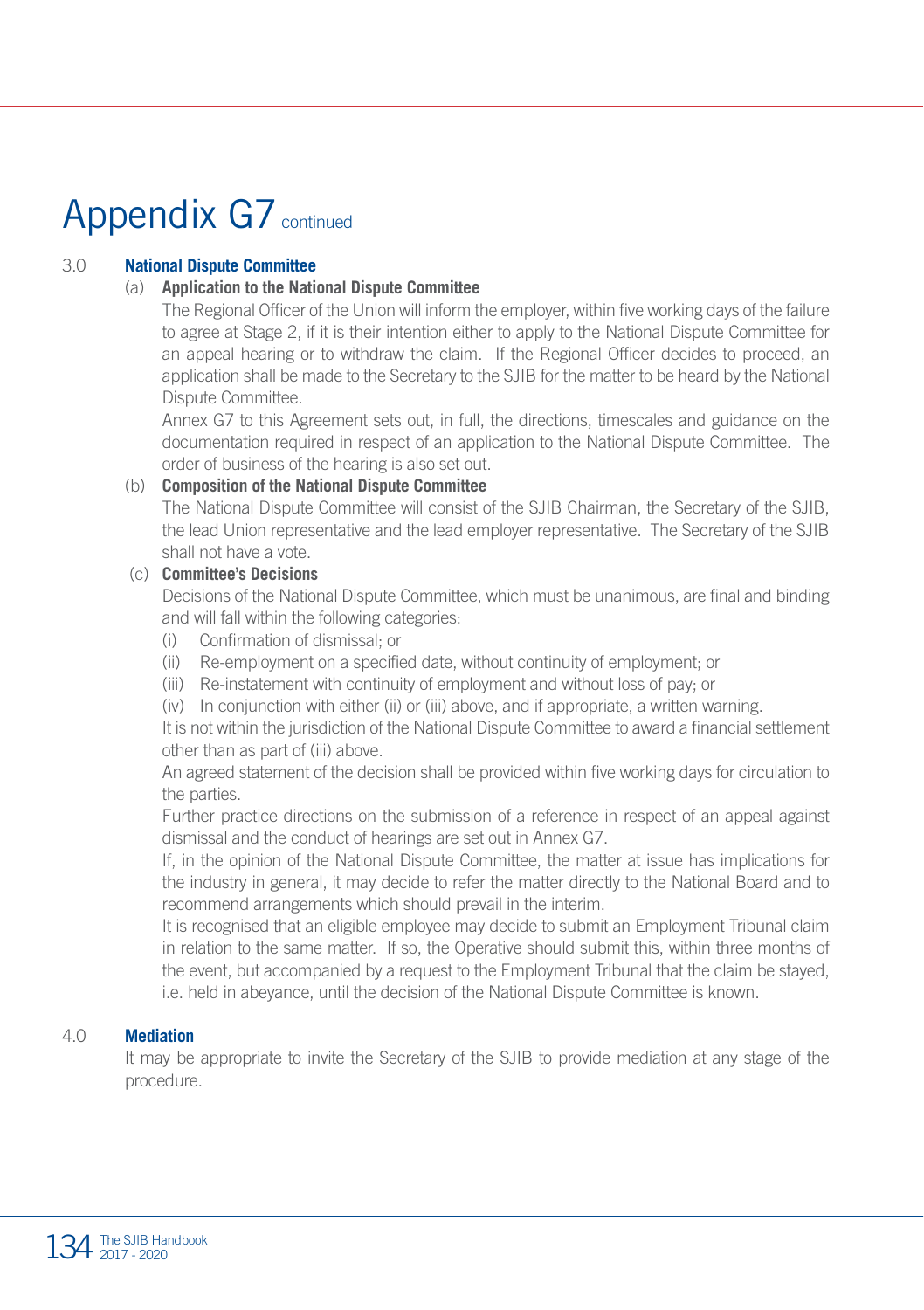# Appendix G7 continued

## 3.0 National Dispute Committee

### (a) Application to the National Dispute Committee

The Regional Officer of the Union will inform the employer, within five working days of the failure to agree at Stage 2, if it is their intention either to apply to the National Dispute Committee for an appeal hearing or to withdraw the claim. If the Regional Officer decides to proceed, an application shall be made to the Secretary to the SJIB for the matter to be heard by the National Dispute Committee.

Annex G7 to this Agreement sets out, in full, the directions, timescales and guidance on the documentation required in respect of an application to the National Dispute Committee. The order of business of the hearing is also set out.

### (b) Composition of the National Dispute Committee

The National Dispute Committee will consist of the SJIB Chairman, the Secretary of the SJIB, the lead Union representative and the lead employer representative. The Secretary of the SJIB shall not have a vote.

### (c) Committee's Decisions

Decisions of the National Dispute Committee, which must be unanimous, are final and binding and will fall within the following categories:

- (i) Confirmation of dismissal; or
- (ii) Re-employment on a specified date, without continuity of employment; or
- (iii) Re-instatement with continuity of employment and without loss of pay; or
- (iv) In conjunction with either (ii) or (iii) above, and if appropriate, a written warning.

It is not within the jurisdiction of the National Dispute Committee to award a financial settlement other than as part of (iii) above.

An agreed statement of the decision shall be provided within five working days for circulation to the parties.

Further practice directions on the submission of a reference in respect of an appeal against dismissal and the conduct of hearings are set out in Annex G7.

If, in the opinion of the National Dispute Committee, the matter at issue has implications for the industry in general, it may decide to refer the matter directly to the National Board and to recommend arrangements which should prevail in the interim.

It is recognised that an eligible employee may decide to submit an Employment Tribunal claim in relation to the same matter. If so, the Operative should submit this, within three months of the event, but accompanied by a request to the Employment Tribunal that the claim be stayed, i.e. held in abeyance, until the decision of the National Dispute Committee is known.

## 4.0 Mediation

It may be appropriate to invite the Secretary of the SJIB to provide mediation at any stage of the procedure.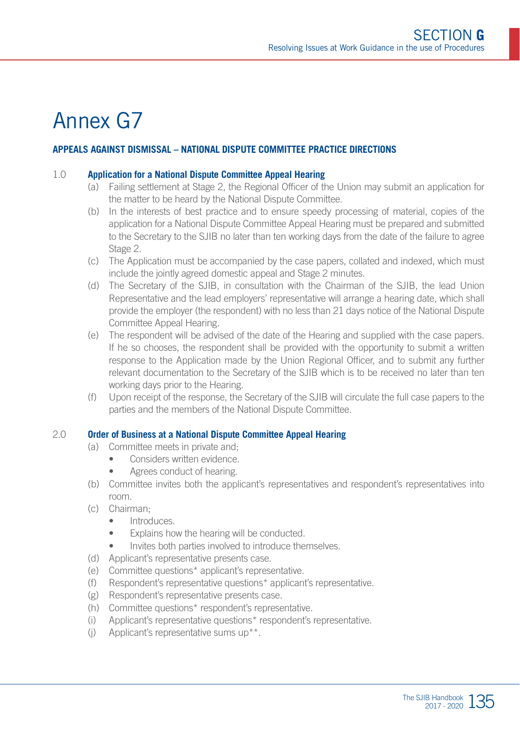# Annex G7

## APPEALS AGAINST DISMISSAL – NATIONAL DISPUTE COMMITTEE PRACTICE DIRECTIONS

### 1.0 Application for a National Dispute Committee Appeal Hearing

(a) Failing settlement at Stage 2, the Regional Officer of the Union may submit an application for the matter to be heard by the National Dispute Committee.

(b) In the interests of best practice and to ensure speedy processing of material, copies of the application for a National Dispute Committee Appeal Hearing must be prepared and submitted to the Secretary to the SJIB no later than ten working days from the date of the failure to agree Stage 2.

(c) The Application must be accompanied by the case papers, collated and indexed, which must include the jointly agreed domestic appeal and Stage 2 minutes.

(d) The Secretary of the SJIB, in consultation with the Chairman of the SJIB, the lead Union Representative and the lead employers' representative will arrange a hearing date, which shall provide the employer (the respondent) with no less than 21 days notice of the National Dispute Committee Appeal Hearing.

(e) The respondent will be advised of the date of the Hearing and supplied with the case papers. If he so chooses, the respondent shall be provided with the opportunity to submit a written response to the Application made by the Union Regional Officer, and to submit any further relevant documentation to the Secretary of the SJIB which is to be received no later than ten working days prior to the Hearing.

(f) Upon receipt of the response, the Secretary of the SJIB will circulate the full case papers to the parties and the members of the National Dispute Committee.

### 2.0 Order of Business at a National Dispute Committee Appeal Hearing

(a) Committee meets in private and;
- Considers written evidence.
- Agrees conduct of hearing.

(b) Committee invites both the applicant's representatives and respondent's representatives into room.

(c) Chairman;
- Introduces.
- Explains how the hearing will be conducted.
- Invites both parties involved to introduce themselves.

(d) Applicant's representative presents case.

(e) Committee questions* applicant's representative.

(f) Respondent's representative questions* applicant's representative.

(g) Respondent's representative presents case.

(h) Committee questions* respondent's representative.

(i) Applicant's representative questions* respondent's representative.

(j) Applicant's representative sums up**.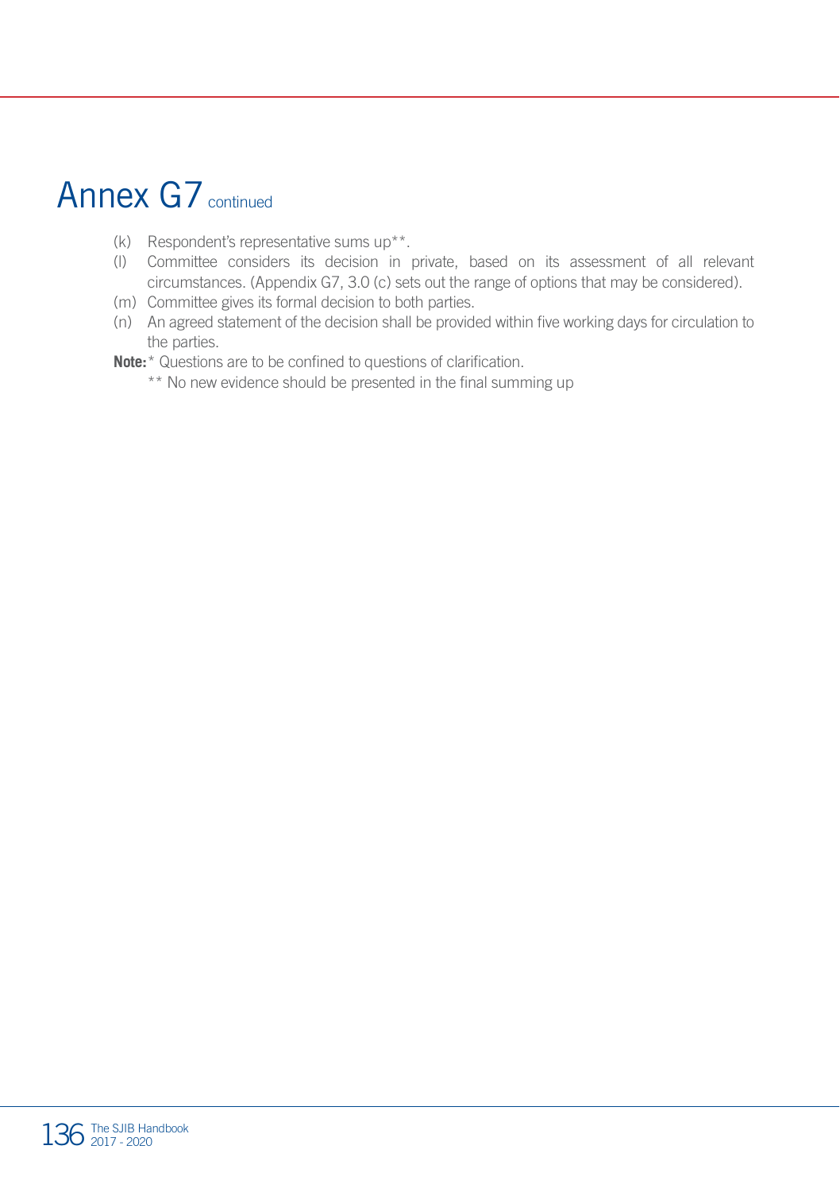# Annex G7 continued

(k) Respondent's representative sums up**.

(l) Committee considers its decision in private, based on its assessment of all relevant circumstances. (Appendix G7, 3.0 (c) sets out the range of options that may be considered).

(m) Committee gives its formal decision to both parties.

(n) An agreed statement of the decision shall be provided within five working days for circulation to the parties.

**Note:** * Questions are to be confined to questions of clarification.

** No new evidence should be presented in the final summing up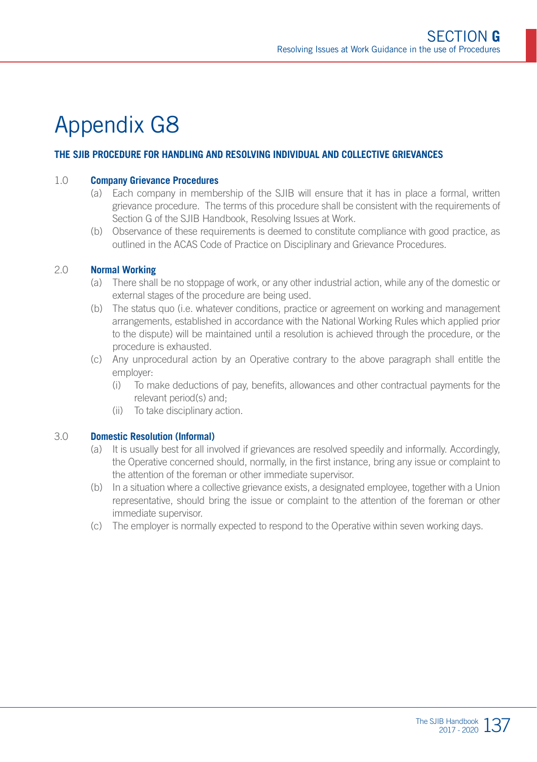# Appendix G8

**THE SJIB PROCEDURE FOR HANDLING AND RESOLVING INDIVIDUAL AND COLLECTIVE GRIEVANCES**

1.0 **Company Grievance Procedures**

(a) Each company in membership of the SJIB will ensure that it has in place a formal, written grievance procedure. The terms of this procedure shall be consistent with the requirements of Section G of the SJIB Handbook, Resolving Issues at Work.

(b) Observance of these requirements is deemed to constitute compliance with good practice, as outlined in the ACAS Code of Practice on Disciplinary and Grievance Procedures.

2.0 **Normal Working**

(a) There shall be no stoppage of work, or any other industrial action, while any of the domestic or external stages of the procedure are being used.

(b) The status quo (i.e. whatever conditions, practice or agreement on working and management arrangements, established in accordance with the National Working Rules which applied prior to the dispute) will be maintained until a resolution is achieved through the procedure, or the procedure is exhausted.

(c) Any unprocedural action by an Operative contrary to the above paragraph shall entitle the employer:

(i) To make deductions of pay, benefits, allowances and other contractual payments for the relevant period(s) and;

(ii) To take disciplinary action.

3.0 **Domestic Resolution (Informal)**

(a) It is usually best for all involved if grievances are resolved speedily and informally. Accordingly, the Operative concerned should, normally, in the first instance, bring any issue or complaint to the attention of the foreman or other immediate supervisor.

(b) In a situation where a collective grievance exists, a designated employee, together with a Union representative, should bring the issue or complaint to the attention of the foreman or other immediate supervisor.

(c) The employer is normally expected to respond to the Operative within seven working days.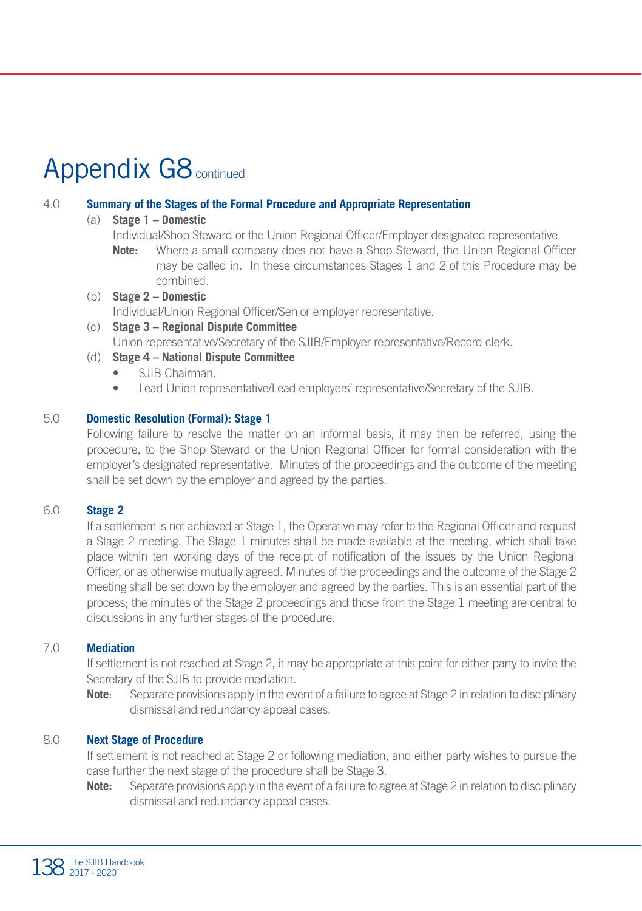# Appendix G8 continued

## 4.0 Summary of the Stages of the Formal Procedure and Appropriate Representation

(a) **Stage 1 – Domestic**

Individual/Shop Steward or the Union Regional Officer/Employer designated representative

**Note:** Where a small company does not have a Shop Steward, the Union Regional Officer may be called in. In these circumstances Stages 1 and 2 of this Procedure may be combined.

(b) **Stage 2 – Domestic**

Individual/Union Regional Officer/Senior employer representative.

(c) **Stage 3 – Regional Dispute Committee**

Union representative/Secretary of the SJIB/Employer representative/Record clerk.

(d) **Stage 4 – National Dispute Committee**

- SJIB Chairman.
- Lead Union representative/Lead employers' representative/Secretary of the SJIB.

## 5.0 Domestic Resolution (Formal): Stage 1

Following failure to resolve the matter on an informal basis, it may then be referred, using the procedure, to the Shop Steward or the Union Regional Officer for formal consideration with the employer's designated representative. Minutes of the proceedings and the outcome of the meeting shall be set down by the employer and agreed by the parties.

## 6.0 Stage 2

If a settlement is not achieved at Stage 1, the Operative may refer to the Regional Officer and request a Stage 2 meeting. The Stage 1 minutes shall be made available at the meeting, which shall take place within ten working days of the receipt of notification of the issues by the Union Regional Officer, or as otherwise mutually agreed. Minutes of the proceedings and the outcome of the Stage 2 meeting shall be set down by the employer and agreed by the parties. This is an essential part of the process; the minutes of the Stage 2 proceedings and those from the Stage 1 meeting are central to discussions in any further stages of the procedure.

## 7.0 Mediation

If settlement is not reached at Stage 2, it may be appropriate at this point for either party to invite the Secretary of the SJIB to provide mediation.

**Note**: Separate provisions apply in the event of a failure to agree at Stage 2 in relation to disciplinary dismissal and redundancy appeal cases.

## 8.0 Next Stage of Procedure

If settlement is not reached at Stage 2 or following mediation, and either party wishes to pursue the case further the next stage of the procedure shall be Stage 3.

**Note:** Separate provisions apply in the event of a failure to agree at Stage 2 in relation to disciplinary dismissal and redundancy appeal cases.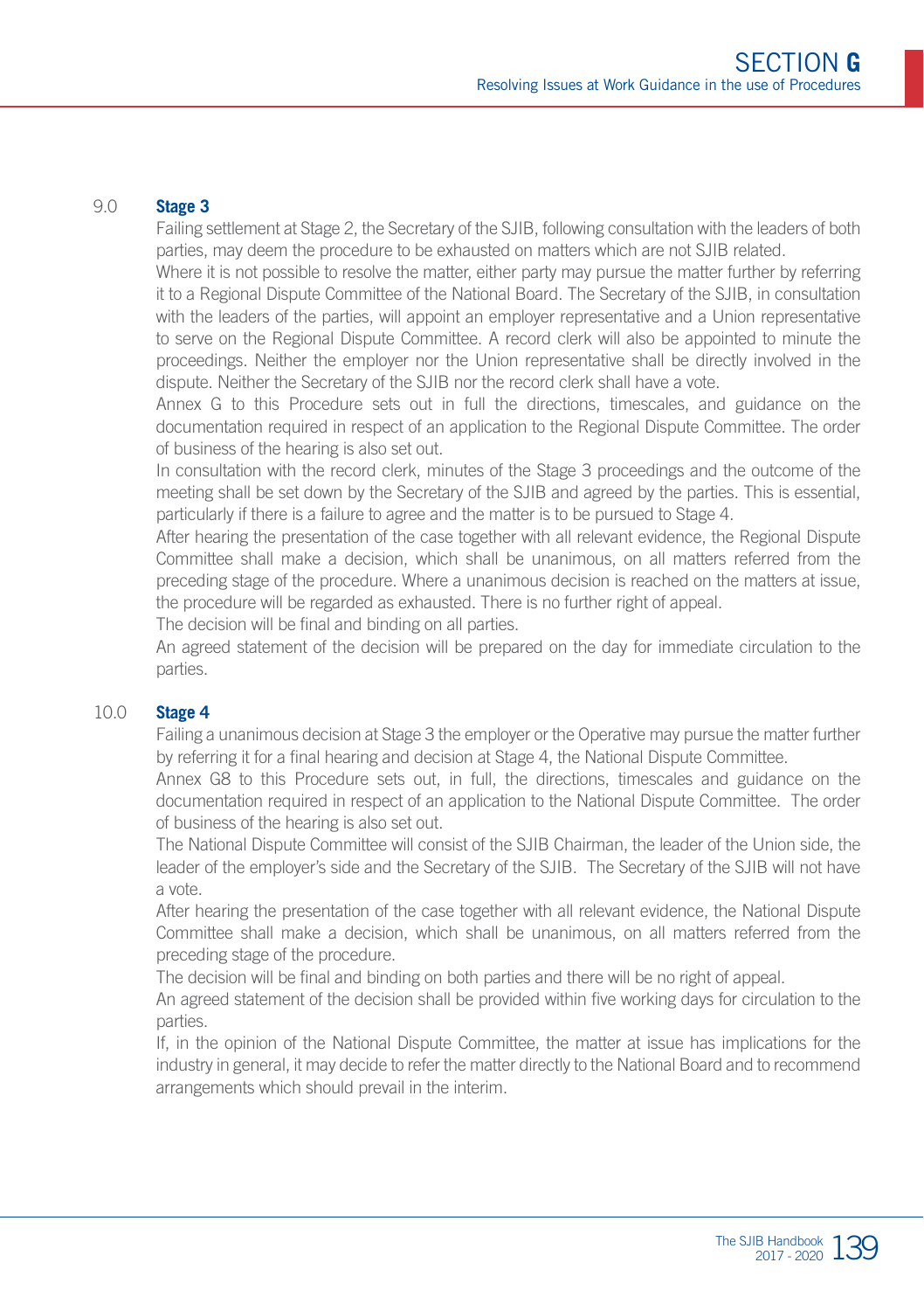## 9.0 Stage 3

Failing settlement at Stage 2, the Secretary of the SJIB, following consultation with the leaders of both parties, may deem the procedure to be exhausted on matters which are not SJIB related.

Where it is not possible to resolve the matter, either party may pursue the matter further by referring it to a Regional Dispute Committee of the National Board. The Secretary of the SJIB, in consultation with the leaders of the parties, will appoint an employer representative and a Union representative to serve on the Regional Dispute Committee. A record clerk will also be appointed to minute the proceedings. Neither the employer nor the Union representative shall be directly involved in the dispute. Neither the Secretary of the SJIB nor the record clerk shall have a vote.

Annex G to this Procedure sets out in full the directions, timescales, and guidance on the documentation required in respect of an application to the Regional Dispute Committee. The order of business of the hearing is also set out.

In consultation with the record clerk, minutes of the Stage 3 proceedings and the outcome of the meeting shall be set down by the Secretary of the SJIB and agreed by the parties. This is essential, particularly if there is a failure to agree and the matter is to be pursued to Stage 4.

After hearing the presentation of the case together with all relevant evidence, the Regional Dispute Committee shall make a decision, which shall be unanimous, on all matters referred from the preceding stage of the procedure. Where a unanimous decision is reached on the matters at issue, the procedure will be regarded as exhausted. There is no further right of appeal.

The decision will be final and binding on all parties.

An agreed statement of the decision will be prepared on the day for immediate circulation to the parties.

## 10.0 Stage 4

Failing a unanimous decision at Stage 3 the employer or the Operative may pursue the matter further by referring it for a final hearing and decision at Stage 4, the National Dispute Committee.

Annex G8 to this Procedure sets out, in full, the directions, timescales and guidance on the documentation required in respect of an application to the National Dispute Committee. The order of business of the hearing is also set out.

The National Dispute Committee will consist of the SJIB Chairman, the leader of the Union side, the leader of the employer's side and the Secretary of the SJIB. The Secretary of the SJIB will not have a vote.

After hearing the presentation of the case together with all relevant evidence, the National Dispute Committee shall make a decision, which shall be unanimous, on all matters referred from the preceding stage of the procedure.

The decision will be final and binding on both parties and there will be no right of appeal.

An agreed statement of the decision shall be provided within five working days for circulation to the parties.

If, in the opinion of the National Dispute Committee, the matter at issue has implications for the industry in general, it may decide to refer the matter directly to the National Board and to recommend arrangements which should prevail in the interim.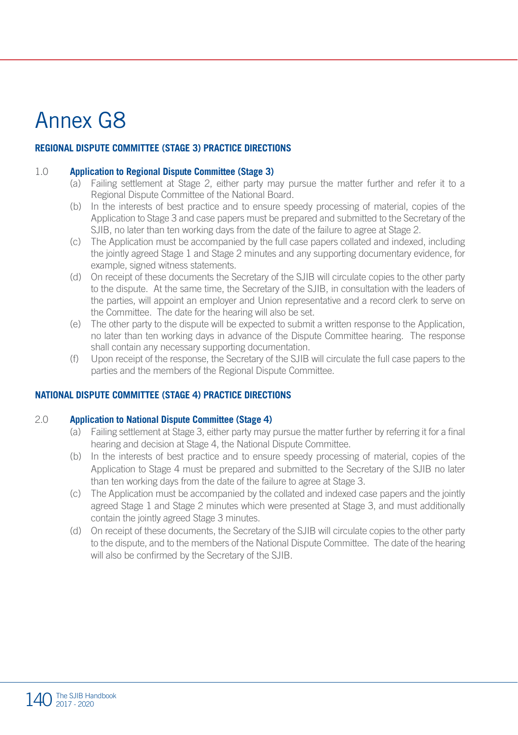# Annex G8

## REGIONAL DISPUTE COMMITTEE (STAGE 3) PRACTICE DIRECTIONS

1.0 **Application to Regional Dispute Committee (Stage 3)**

(a) Failing settlement at Stage 2, either party may pursue the matter further and refer it to a Regional Dispute Committee of the National Board.

(b) In the interests of best practice and to ensure speedy processing of material, copies of the Application to Stage 3 and case papers must be prepared and submitted to the Secretary of the SJIB, no later than ten working days from the date of the failure to agree at Stage 2.

(c) The Application must be accompanied by the full case papers collated and indexed, including the jointly agreed Stage 1 and Stage 2 minutes and any supporting documentary evidence, for example, signed witness statements.

(d) On receipt of these documents the Secretary of the SJIB will circulate copies to the other party to the dispute. At the same time, the Secretary of the SJIB, in consultation with the leaders of the parties, will appoint an employer and Union representative and a record clerk to serve on the Committee. The date for the hearing will also be set.

(e) The other party to the dispute will be expected to submit a written response to the Application, no later than ten working days in advance of the Dispute Committee hearing. The response shall contain any necessary supporting documentation.

(f) Upon receipt of the response, the Secretary of the SJIB will circulate the full case papers to the parties and the members of the Regional Dispute Committee.

## NATIONAL DISPUTE COMMITTEE (STAGE 4) PRACTICE DIRECTIONS

2.0 **Application to National Dispute Committee (Stage 4)**

(a) Failing settlement at Stage 3, either party may pursue the matter further by referring it for a final hearing and decision at Stage 4, the National Dispute Committee.

(b) In the interests of best practice and to ensure speedy processing of material, copies of the Application to Stage 4 must be prepared and submitted to the Secretary of the SJIB no later than ten working days from the date of the failure to agree at Stage 3.

(c) The Application must be accompanied by the collated and indexed case papers and the jointly agreed Stage 1 and Stage 2 minutes which were presented at Stage 3, and must additionally contain the jointly agreed Stage 3 minutes.

(d) On receipt of these documents, the Secretary of the SJIB will circulate copies to the other party to the dispute, and to the members of the National Dispute Committee. The date of the hearing will also be confirmed by the Secretary of the SJIB.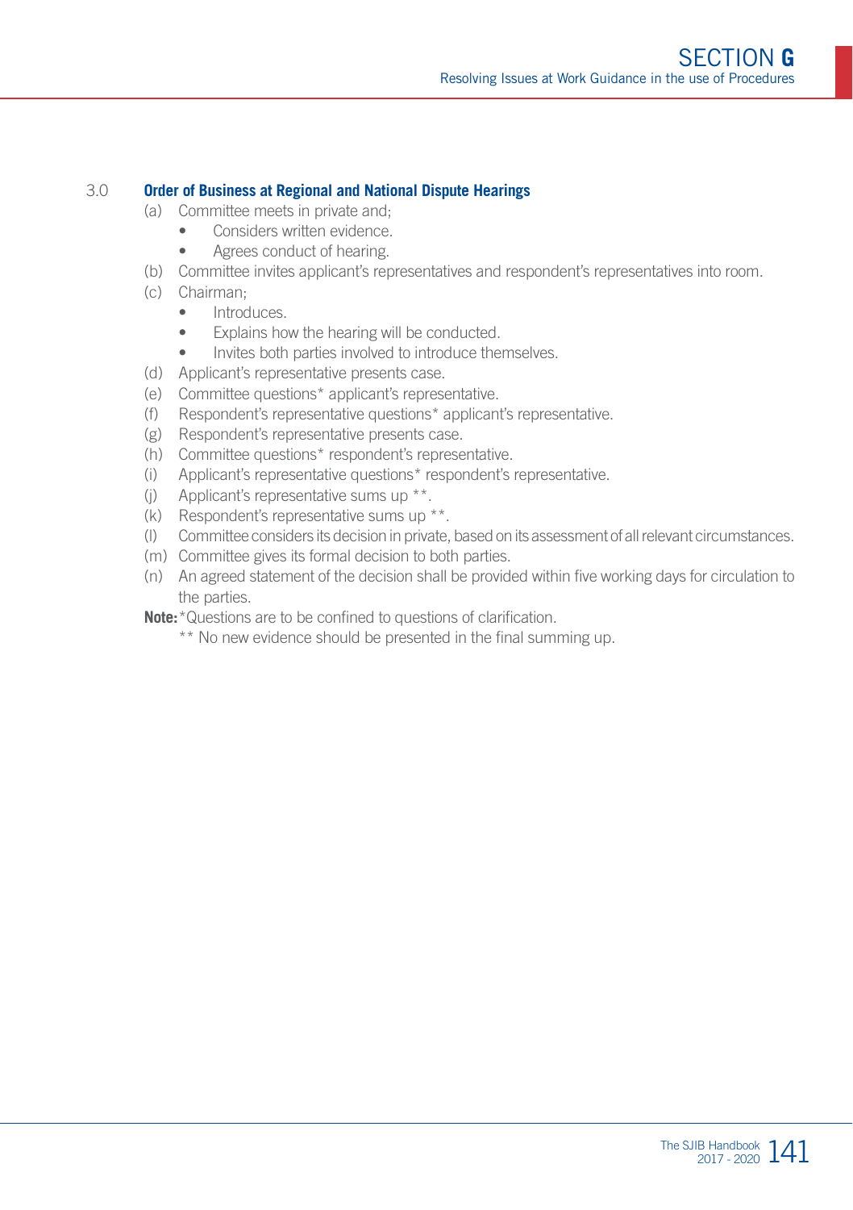## 3.0 Order of Business at Regional and National Dispute Hearings

(a) Committee meets in private and;
   - Considers written evidence.
   - Agrees conduct of hearing.

(b) Committee invites applicant's representatives and respondent's representatives into room.

(c) Chairman;
   - Introduces.
   - Explains how the hearing will be conducted.
   - Invites both parties involved to introduce themselves.

(d) Applicant's representative presents case.

(e) Committee questions* applicant's representative.

(f) Respondent's representative questions* applicant's representative.

(g) Respondent's representative presents case.

(h) Committee questions* respondent's representative.

(i) Applicant's representative questions* respondent's representative.

(j) Applicant's representative sums up **.

(k) Respondent's representative sums up **.

(l) Committee considers its decision in private, based on its assessment of all relevant circumstances.

(m) Committee gives its formal decision to both parties.

(n) An agreed statement of the decision shall be provided within five working days for circulation to the parties.

**Note:** *Questions are to be confined to questions of clarification.

** No new evidence should be presented in the final summing up.